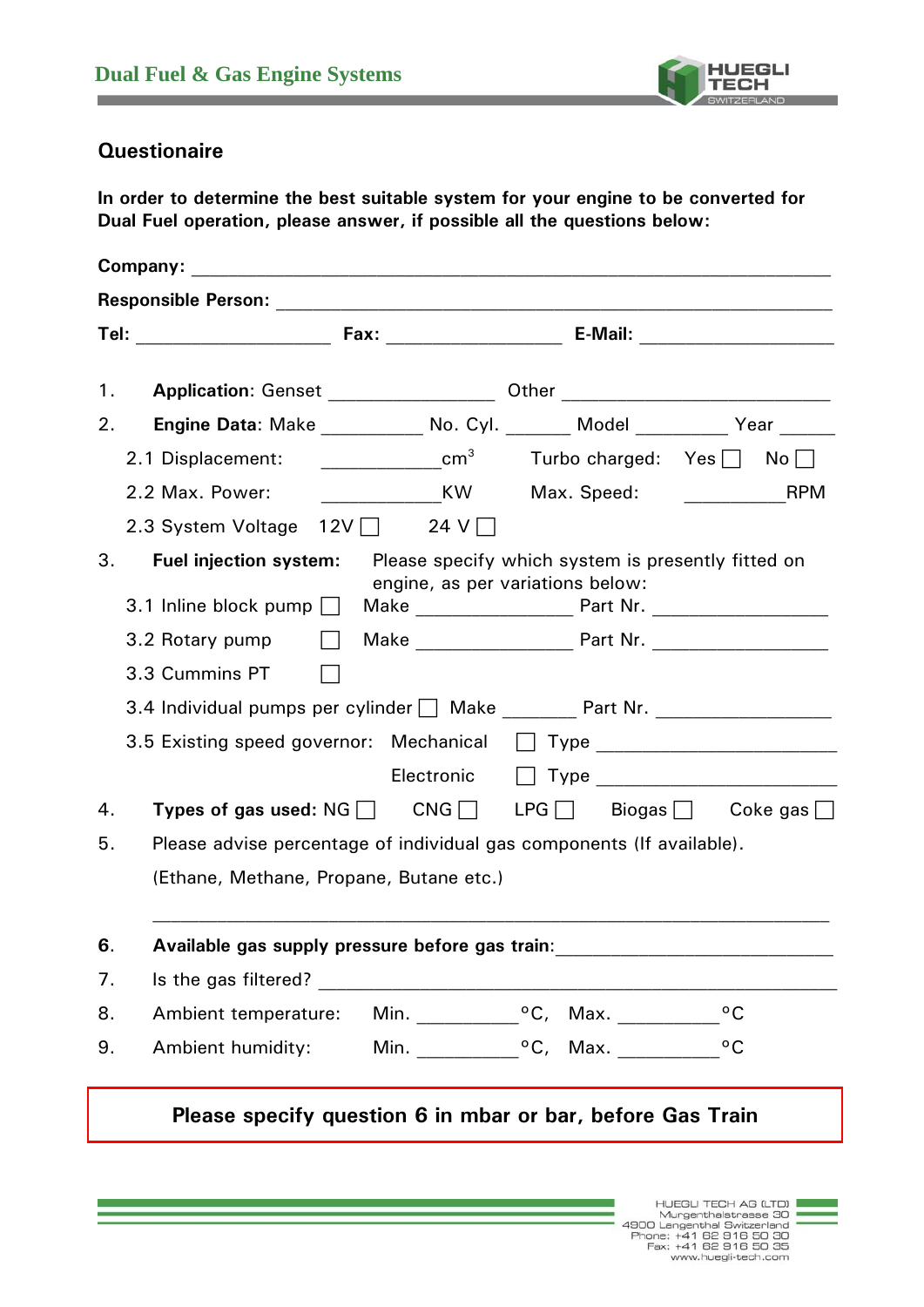## Dual Fuel & Gas Engine Systems

## Questionaire

**In order to determine the best suitable system for your engine to be converted for Dual Fuel operation, please answer, if possible all the questions below:**

**Company:** ______________________________________________

**Responsible Person:** ______________________________________

**Tel:** __________________ **Fax:** ________________ **E-Mail:** __________________

1. **Application**: Genset ______________ Other ________________________
2. **Engine Data**: Make _________ No. Cyl. ______ Model _________ Year ______
   - 2.1 Displacement: ___________$cm^3$ Turbo charged: Yes ☐ No ☐
   - 2.2 Max. Power: ___________KW Max. Speed: __________RPM
   - 2.3 System Voltage 12V ☐ 24 V ☐
3. **Fuel injection system:** Please specify which system is presently fitted on engine, as per variations below:
   - 3.1 Inline block pump ☐ Make ______________ Part Nr. ________________
   - 3.2 Rotary pump ☐ Make ______________ Part Nr. ________________
   - 3.3 Cummins PT ☐
   - 3.4 Individual pumps per cylinder ☐ Make _______ Part Nr. ________________
   - 3.5 Existing speed governor: Mechanical ☐ Type ______________________
     Electronic ☐ Type ______________________
4. **Types of gas used:** NG ☐ CNG ☐ LPG ☐ Biogas ☐ Coke gas ☐
5. Please advise percentage of individual gas components (If available). (Ethane, Methane, Propane, Butane etc.)
   ____________________________________________________________
6. **Available gas supply pressure before gas train:**__________________________
7. Is the gas filtered? ____________________________________________
8. Ambient temperature: Min. _________°C, Max. _________°C
9. Ambient humidity: Min. _________°C, Max. _________°C

**Please specify question 6 in mbar or bar, before Gas Train**

HUEGLI TECH AG (LTD)
Murgenthalstrasse 30
4900 Langenthal Switzerland
Phone: +41 62 916 50 30
Fax: +41 62 916 50 35
www.huegli-tech.com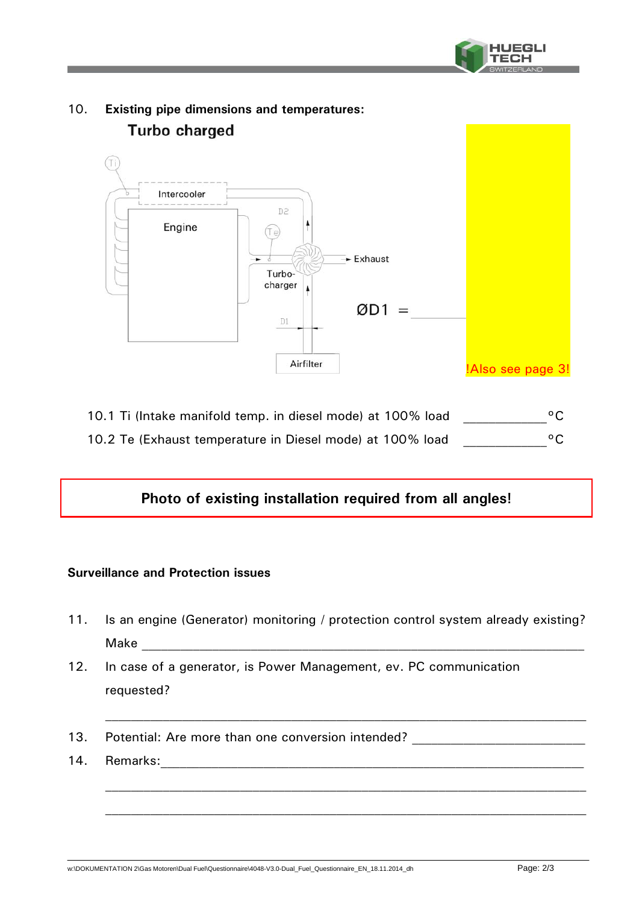## 10. Existing pipe dimensions and temperatures:

### Turbo charged

Intercooler

Engine

D2

Te

Ti

Exhaust

Turbo-charger

D1

Airfilter

ØD1 = ________

!Also see page 3!

10.1 Ti (Intake manifold temp. in diesel mode) at 100% load ____________°C

10.2 Te (Exhaust temperature in Diesel mode) at 100% load ____________°C

**Photo of existing installation required from all angles!**

### Surveillance and Protection issues

11. Is an engine (Generator) monitoring / protection control system already existing?
    Make ____________________________________________________________________

12. In case of a generator, is Power Management, ev. PC communication requested?

    ________________________________________________________________________

13. Potential: Are more than one conversion intended? _________________________

14. Remarks:_______________________________________________________________

    ________________________________________________________________________

    ________________________________________________________________________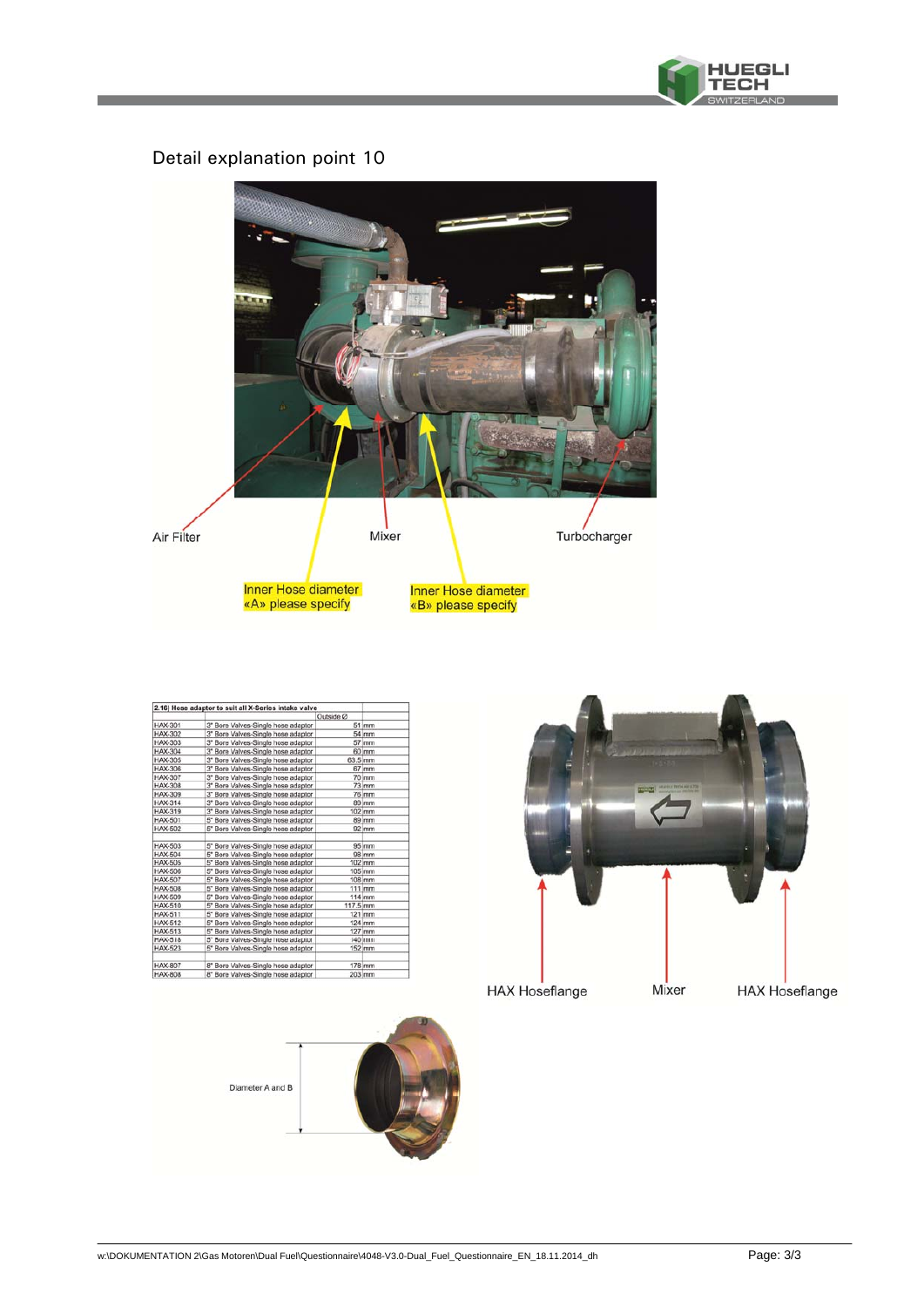## Detail explanation point 10

Air Filter

Mixer

Turbocharger

Inner Hose diameter «A» please specify

Inner Hose diameter «B» please specify

| 2.16 Hose adaptor to suit all X-Series intake valve | | Outside Ø | |
|---|---|---|---|
| HAX-301 | 3" Bore Valves-Single hose adaptor | 51 | mm |
| HAX-302 | 3" Bore Valves-Single hose adaptor | 54 | mm |
| HAX-303 | 3" Bore Valves-Single hose adaptor | 57 | mm |
| HAX-304 | 3" Bore Valves-Single hose adaptor | 60 | mm |
| HAX-305 | 3" Bore Valves-Single hose adaptor | 63.5 | mm |
| HAX-306 | 3" Bore Valves-Single hose adaptor | 67 | mm |
| HAX-307 | 3" Bore Valves-Single hose adaptor | 70 | mm |
| HAX-308 | 3" Bore Valves-Single hose adaptor | 73 | mm |
| HAX-309 | 3" Bore Valves-Single hose adaptor | 76 | mm |
| HAX-314 | 3" Bore Valves-Single hose adaptor | 89 | mm |
| HAX-319 | 3" Bore Valves-Single hose adaptor | 102 | mm |
| HAX-501 | 5" Bore Valves-Single hose adaptor | 89 | mm |
| HAX-502 | 5" Bore Valves-Single hose adaptor | 92 | mm |
| | | | |
| HAX-503 | 5" Bore Valves-Single hose adaptor | 95 | mm |
| HAX-504 | 5" Bore Valves-Single hose adaptor | 98 | mm |
| HAX-505 | 5" Bore Valves-Single hose adaptor | 102 | mm |
| HAX-506 | 5" Bore Valves-Single hose adaptor | 105 | mm |
| HAX-507 | 5" Bore Valves-Single hose adaptor | 108 | mm |
| HAX-508 | 5" Bore Valves-Single hose adaptor | 111 | mm |
| HAX-509 | 5" Bore Valves-Single hose adaptor | 114 | mm |
| HAX-510 | 5" Bore Valves-Single hose adaptor | 117.5 | mm |
| HAX-511 | 5" Bore Valves-Single hose adaptor | 121 | mm |
| HAX-512 | 5" Bore Valves-Single hose adaptor | 124 | mm |
| HAX-513 | 5" Bore Valves-Single hose adaptor | 127 | mm |
| HAX-516 | 5" Bore Valves-Single hose adaptor | 140 | mm |
| HAX-521 | 5" Bore Valves-Single hose adaptor | 152 | mm |
| | | | |
| HAX-807 | 8" Bore Valves-Single hose adaptor | 178 | mm |
| HAX-808 | 8" Bore Valves-Single hose adaptor | 203 | mm |

HAX Hoseflange

Mixer

HAX Hoseflange

Diameter A and B

w:\DOKUMENTATION 2\Gas Motoren\Dual Fuel\Questionnaire\4048-V3.0-Dual_Fuel_Questionnaire_EN_18.11.2014_dh